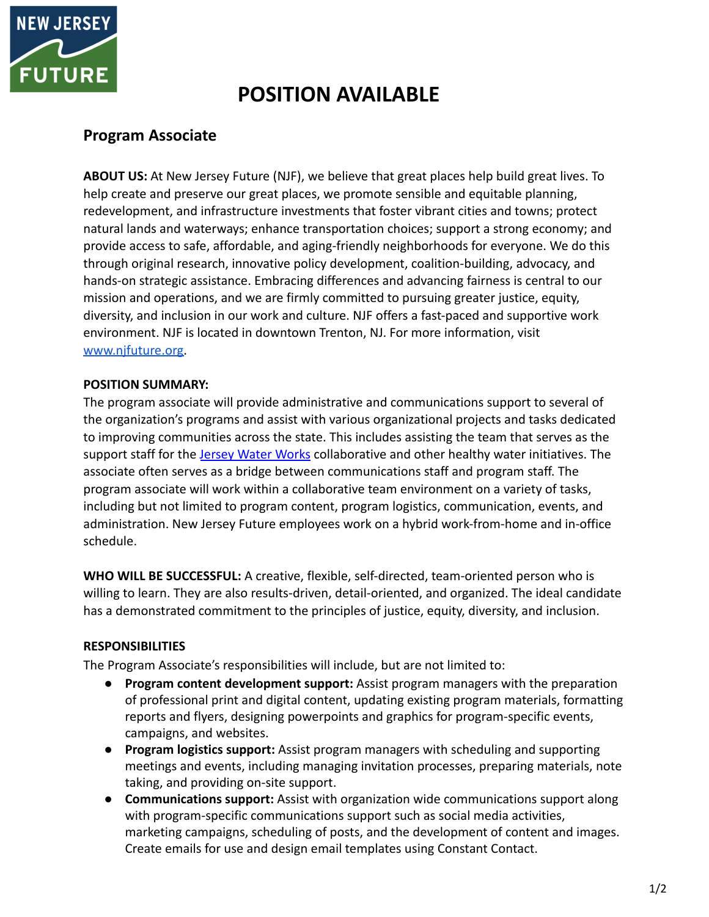# POSITION AVAILABLE

## Program Associate

**ABOUT US:** At New Jersey Future (NJF), we believe that great places help build great lives. To help create and preserve our great places, we promote sensible and equitable planning, redevelopment, and infrastructure investments that foster vibrant cities and towns; protect natural lands and waterways; enhance transportation choices; support a strong economy; and provide access to safe, affordable, and aging-friendly neighborhoods for everyone. We do this through original research, innovative policy development, coalition-building, advocacy, and hands-on strategic assistance. Embracing differences and advancing fairness is central to our mission and operations, and we are firmly committed to pursuing greater justice, equity, diversity, and inclusion in our work and culture. NJF offers a fast-paced and supportive work environment. NJF is located in downtown Trenton, NJ. For more information, visit [www.njfuture.org](http://www.njfuture.org).

**POSITION SUMMARY:**

The program associate will provide administrative and communications support to several of the organization's programs and assist with various organizational projects and tasks dedicated to improving communities across the state. This includes assisting the team that serves as the support staff for the Jersey Water Works collaborative and other healthy water initiatives. The associate often serves as a bridge between communications staff and program staff. The program associate will work within a collaborative team environment on a variety of tasks, including but not limited to program content, program logistics, communication, events, and administration. New Jersey Future employees work on a hybrid work-from-home and in-office schedule.

**WHO WILL BE SUCCESSFUL:** A creative, flexible, self-directed, team-oriented person who is willing to learn. They are also results-driven, detail-oriented, and organized. The ideal candidate has a demonstrated commitment to the principles of justice, equity, diversity, and inclusion.

**RESPONSIBILITIES**

The Program Associate's responsibilities will include, but are not limited to:

- **Program content development support:** Assist program managers with the preparation of professional print and digital content, updating existing program materials, formatting reports and flyers, designing powerpoints and graphics for program-specific events, campaigns, and websites.
- **Program logistics support:** Assist program managers with scheduling and supporting meetings and events, including managing invitation processes, preparing materials, note taking, and providing on-site support.
- **Communications support:** Assist with organization wide communications support along with program-specific communications support such as social media activities, marketing campaigns, scheduling of posts, and the development of content and images. Create emails for use and design email templates using Constant Contact.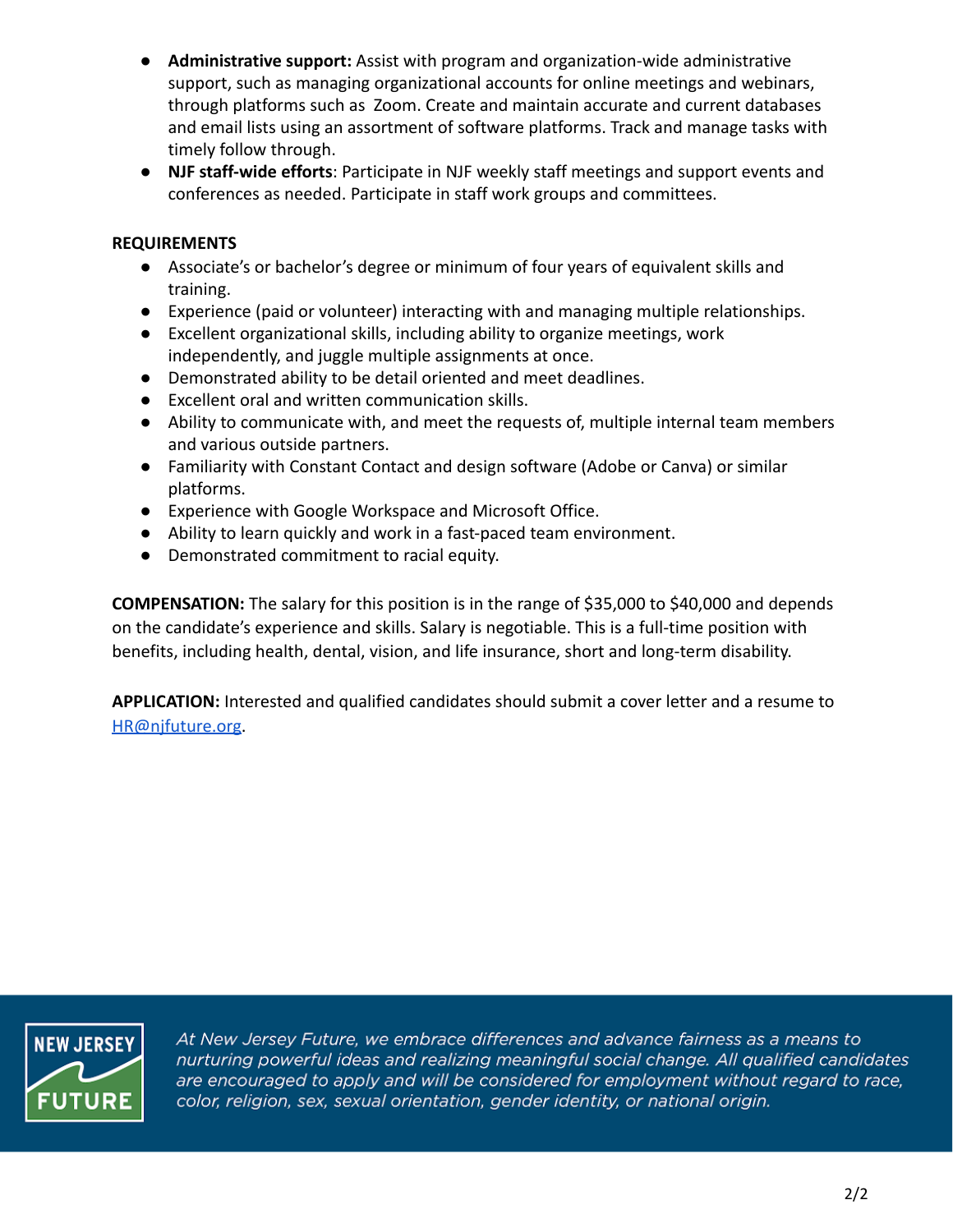- **Administrative support:** Assist with program and organization-wide administrative support, such as managing organizational accounts for online meetings and webinars, through platforms such as Zoom. Create and maintain accurate and current databases and email lists using an assortment of software platforms. Track and manage tasks with timely follow through.
- **NJF staff-wide efforts**: Participate in NJF weekly staff meetings and support events and conferences as needed. Participate in staff work groups and committees.

**REQUIREMENTS**

- Associate's or bachelor's degree or minimum of four years of equivalent skills and training.
- Experience (paid or volunteer) interacting with and managing multiple relationships.
- Excellent organizational skills, including ability to organize meetings, work independently, and juggle multiple assignments at once.
- Demonstrated ability to be detail oriented and meet deadlines.
- Excellent oral and written communication skills.
- Ability to communicate with, and meet the requests of, multiple internal team members and various outside partners.
- Familiarity with Constant Contact and design software (Adobe or Canva) or similar platforms.
- Experience with Google Workspace and Microsoft Office.
- Ability to learn quickly and work in a fast-paced team environment.
- Demonstrated commitment to racial equity.

**COMPENSATION:** The salary for this position is in the range of $35,000 to $40,000 and depends on the candidate's experience and skills. Salary is negotiable. This is a full-time position with benefits, including health, dental, vision, and life insurance, short and long-term disability.

**APPLICATION:** Interested and qualified candidates should submit a cover letter and a resume to HR@njfuture.org.

NEW JERSEY FUTURE

*At New Jersey Future, we embrace differences and advance fairness as a means to nurturing powerful ideas and realizing meaningful social change. All qualified candidates are encouraged to apply and will be considered for employment without regard to race, color, religion, sex, sexual orientation, gender identity, or national origin.*